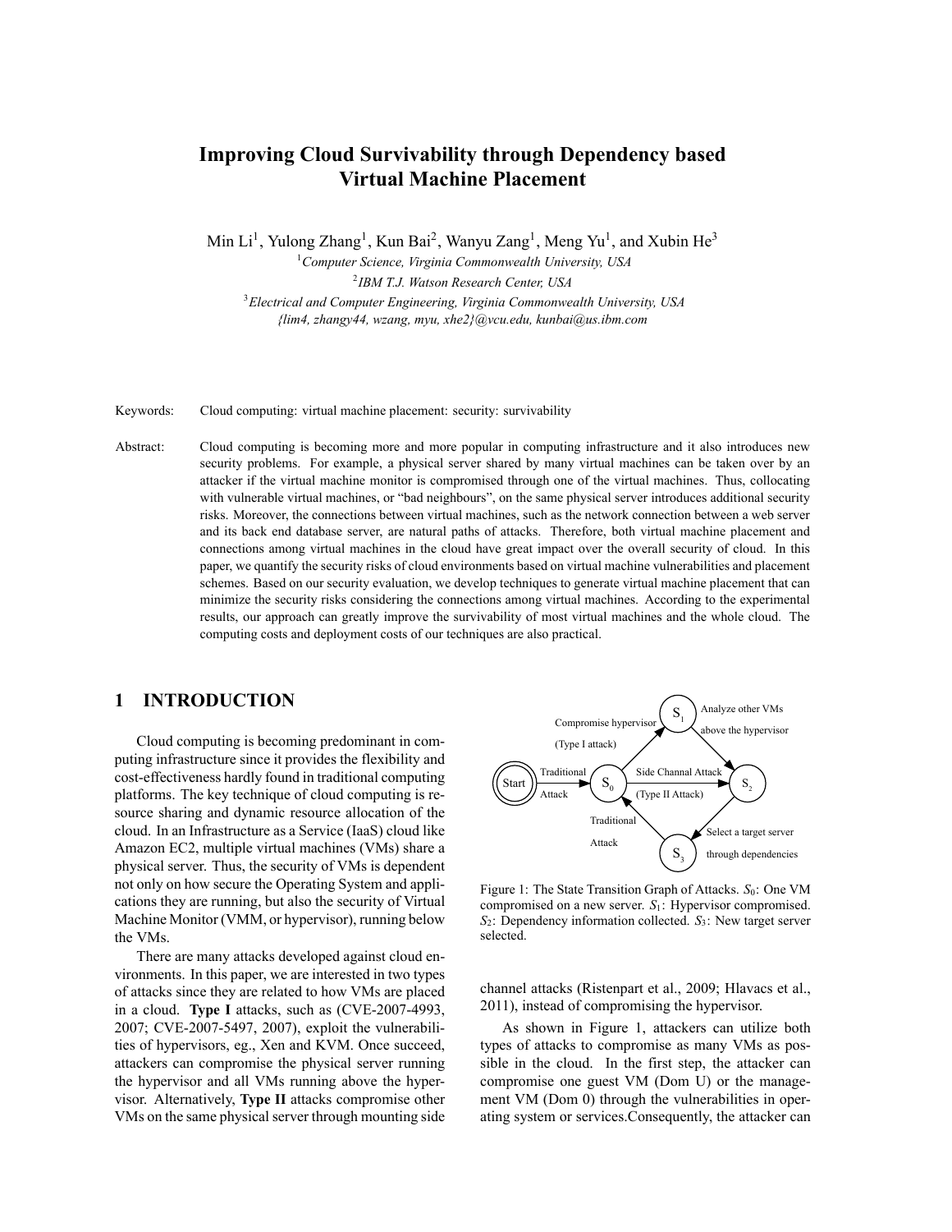# Improving Cloud Survivability through Dependency based Virtual Machine Placement

Min Li[1], Yulong Zhang[1], Kun Bai[2], Wanyu Zang[1], Meng Yu[1], and Xubin He[3]

[1]*Computer Science, Virginia Commonwealth University, USA*

[2]*IBM T.J. Watson Research Center, USA*

[3]*Electrical and Computer Engineering, Virginia Commonwealth University, USA*

*{lim4, zhangy44, wzang, myu, xhe2}@vcu.edu, kunbai@us.ibm.com*

Keywords: Cloud computing: virtual machine placement: security: survivability

Abstract: Cloud computing is becoming more and more popular in computing infrastructure and it also introduces new security problems. For example, a physical server shared by many virtual machines can be taken over by an attacker if the virtual machine monitor is compromised through one of the virtual machines. Thus, collocating with vulnerable virtual machines, or "bad neighbours", on the same physical server introduces additional security risks. Moreover, the connections between virtual machines, such as the network connection between a web server and its back end database server, are natural paths of attacks. Therefore, both virtual machine placement and connections among virtual machines in the cloud have great impact over the overall security of cloud. In this paper, we quantify the security risks of cloud environments based on virtual machine vulnerabilities and placement schemes. Based on our security evaluation, we develop techniques to generate virtual machine placement that can minimize the security risks considering the connections among virtual machines. According to the experimental results, our approach can greatly improve the survivability of most virtual machines and the whole cloud. The computing costs and deployment costs of our techniques are also practical.

## 1 INTRODUCTION

Cloud computing is becoming predominant in computing infrastructure since it provides the flexibility and cost-effectiveness hardly found in traditional computing platforms. The key technique of cloud computing is resource sharing and dynamic resource allocation of the cloud. In an Infrastructure as a Service (IaaS) cloud like Amazon EC2, multiple virtual machines (VMs) share a physical server. Thus, the security of VMs is dependent not only on how secure the Operating System and applications they are running, but also the security of Virtual Machine Monitor (VMM, or hypervisor), running below the VMs.

There are many attacks developed against cloud environments. In this paper, we are interested in two types of attacks since they are related to how VMs are placed in a cloud. **Type I** attacks, such as (CVE-2007-4993, 2007; CVE-2007-5497, 2007), exploit the vulnerabilities of hypervisors, eg., Xen and KVM. Once succeed, attackers can compromise the physical server running the hypervisor and all VMs running above the hypervisor. Alternatively, **Type II** attacks compromise other VMs on the same physical server through mounting side channel attacks (Ristenpart et al., 2009; Hlavacs et al., 2011), instead of compromising the hypervisor.

Figure 1: The State Transition Graph of Attacks. $S_0$: One VM compromised on a new server. $S_1$: Hypervisor compromised. $S_2$: Dependency information collected. $S_3$: New target server selected.

As shown in Figure 1, attackers can utilize both types of attacks to compromise as many VMs as possible in the cloud. In the first step, the attacker can compromise one guest VM (Dom U) or the management VM (Dom 0) through the vulnerabilities in operating system or services.Consequently, the attacker can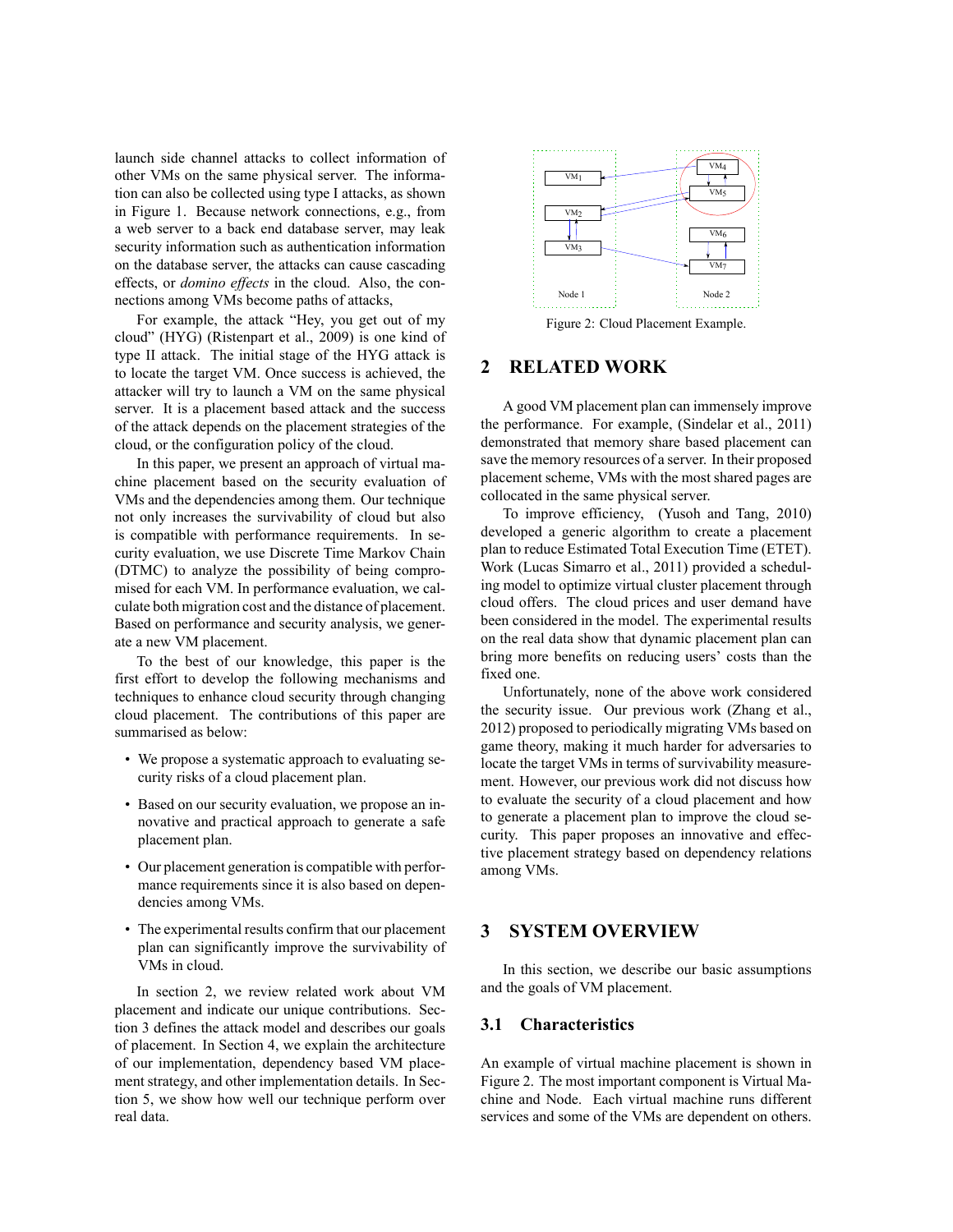launch side channel attacks to collect information of other VMs on the same physical server. The information can also be collected using type I attacks, as shown in Figure 1. Because network connections, e.g., from a web server to a back end database server, may leak security information such as authentication information on the database server, the attacks can cause cascading effects, or *domino effects* in the cloud. Also, the connections among VMs become paths of attacks,

For example, the attack "Hey, you get out of my cloud" (HYG) (Ristenpart et al., 2009) is one kind of type II attack. The initial stage of the HYG attack is to locate the target VM. Once success is achieved, the attacker will try to launch a VM on the same physical server. It is a placement based attack and the success of the attack depends on the placement strategies of the cloud, or the configuration policy of the cloud.

In this paper, we present an approach of virtual machine placement based on the security evaluation of VMs and the dependencies among them. Our technique not only increases the survivability of cloud but also is compatible with performance requirements. In security evaluation, we use Discrete Time Markov Chain (DTMC) to analyze the possibility of being compromised for each VM. In performance evaluation, we calculate both migration cost and the distance of placement. Based on performance and security analysis, we generate a new VM placement.

To the best of our knowledge, this paper is the first effort to develop the following mechanisms and techniques to enhance cloud security through changing cloud placement. The contributions of this paper are summarised as below:

- We propose a systematic approach to evaluating security risks of a cloud placement plan.
- Based on our security evaluation, we propose an innovative and practical approach to generate a safe placement plan.
- Our placement generation is compatible with performance requirements since it is also based on dependencies among VMs.
- The experimental results confirm that our placement plan can significantly improve the survivability of VMs in cloud.

In section 2, we review related work about VM placement and indicate our unique contributions. Section 3 defines the attack model and describes our goals of placement. In Section 4, we explain the architecture of our implementation, dependency based VM placement strategy, and other implementation details. In Section 5, we show how well our technique perform over real data.

Figure 2: Cloud Placement Example.

## 2 RELATED WORK

A good VM placement plan can immensely improve the performance. For example, (Sindelar et al., 2011) demonstrated that memory share based placement can save the memory resources of a server. In their proposed placement scheme, VMs with the most shared pages are collocated in the same physical server.

To improve efficiency, (Yusoh and Tang, 2010) developed a generic algorithm to create a placement plan to reduce Estimated Total Execution Time (ETET). Work (Lucas Simarro et al., 2011) provided a scheduling model to optimize virtual cluster placement through cloud offers. The cloud prices and user demand have been considered in the model. The experimental results on the real data show that dynamic placement plan can bring more benefits on reducing users' costs than the fixed one.

Unfortunately, none of the above work considered the security issue. Our previous work (Zhang et al., 2012) proposed to periodically migrating VMs based on game theory, making it much harder for adversaries to locate the target VMs in terms of survivability measurement. However, our previous work did not discuss how to evaluate the security of a cloud placement and how to generate a placement plan to improve the cloud security. This paper proposes an innovative and effective placement strategy based on dependency relations among VMs.

## 3 SYSTEM OVERVIEW

In this section, we describe our basic assumptions and the goals of VM placement.

### 3.1 Characteristics

An example of virtual machine placement is shown in Figure 2. The most important component is Virtual Machine and Node. Each virtual machine runs different services and some of the VMs are dependent on others.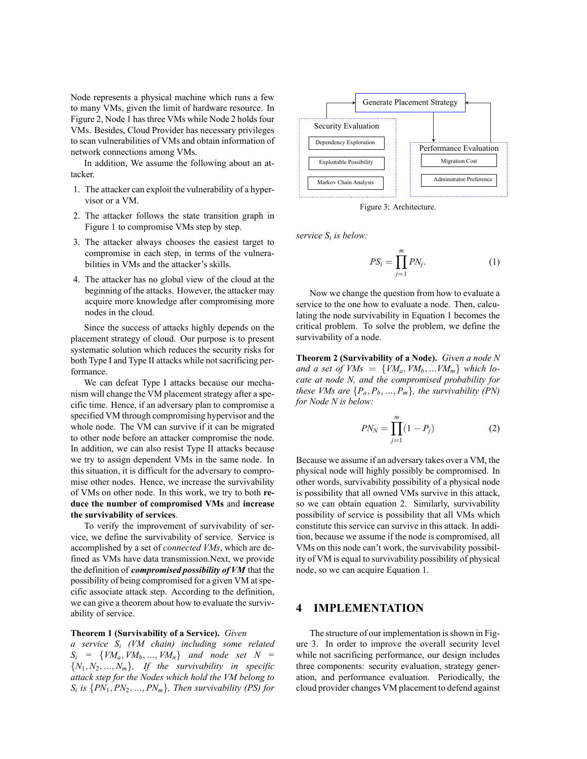Node represents a physical machine which runs a few to many VMs, given the limit of hardware resource. In Figure 2, Node 1 has three VMs while Node 2 holds four VMs. Besides, Cloud Provider has necessary privileges to scan vulnerabilities of VMs and obtain information of network connections among VMs.

In addition, We assume the following about an attacker.

1. The attacker can exploit the vulnerability of a hypervisor or a VM.
2. The attacker follows the state transition graph in Figure 1 to compromise VMs step by step.
3. The attacker always chooses the easiest target to compromise in each step, in terms of the vulnerabilities in VMs and the attacker's skills.
4. The attacker has no global view of the cloud at the beginning of the attacks. However, the attacker may acquire more knowledge after compromising more nodes in the cloud.

Since the success of attacks highly depends on the placement strategy of cloud. Our purpose is to present systematic solution which reduces the security risks for both Type I and Type II attacks while not sacrificing performance.

We can defeat Type I attacks because our mechanism will change the VM placement strategy after a specific time. Hence, if an adversary plan to compromise a specified VM through compromising hypervisor and the whole node. The VM can survive if it can be migrated to other node before an attacker compromise the node. In addition, we can also resist Type II attacks because we try to assign dependent VMs in the same node. In this situation, it is difficult for the adversary to compromise other nodes. Hence, we increase the survivability of VMs on other node. In this work, we try to both **reduce the number of compromised VMs** and **increase the survivability of services**.

To verify the improvement of survivability of service, we define the survivability of service. Service is accomplished by a set of *connected VMs*, which are defined as VMs have data transmission.Next, we provide the definition of ***compromised possibility of VM*** that the possibility of being compromised for a given VM at specific associate attack step. According to the definition, we can give a theorem about how to evaluate the survivability of service.

**Theorem 1 (Survivability of a Service).** *Given a service $S_i$ (VM chain) including some related $S_i = \{VM_a, VM_b, ..., VM_n\}$ and node set $N = \{N_1, N_2, ..., N_m\}$, If the survivability in specific attack step for the Nodes which hold the VM belong to $S_i$ is $\{PN_1, PN_2, ..., PN_m\}$, Then survivability (PS) for service $S_i$ is below:*

$$PS_i = \prod_{j=1}^{m} PN_j. \qquad (1)$$

Now we change the question from how to evaluate a service to the one how to evaluate a node. Then, calculating the node survivability in Equation 1 becomes the critical problem. To solve the problem, we define the survivability of a node.

**Theorem 2 (Survivability of a Node).** *Given a node $N$ and a set of VMs $= \{VM_a, VM_b, ...VM_m\}$ which locate at node $N$, and the compromised probability for these VMs are $\{P_a, P_b, ..., P_m\}$, the survivability (PN) for Node $N$ is below:*

$$PN_N = \prod_{j=1}^{m} (1 - P_j) \qquad (2)$$

Because we assume if an adversary takes over a VM, the physical node will highly possibly be compromised. In other words, survivability possibility of a physical node is possibility that all owned VMs survive in this attack, so we can obtain equation 2. Similarly, survivability possibility of service is possibility that all VMs which constitute this service can survive in this attack. In addition, because we assume if the node is compromised, all VMs on this node can't work, the survivability possibility of VM is equal to survivability possibility of physical node, so we can acquire Equation 1.

Generate Placement Strategy

Security Evaluation: Dependency Exploration; Exploitable Possibility; Markov Chain Analysis

Performance Evaluation: Migration Cost; Adminstrator Preference

Figure 3: Architecture.

## 4 IMPLEMENTATION

The structure of our implementation is shown in Figure 3. In order to improve the overall security level while not sacrificing performance, our design includes three components: security evaluation, strategy generation, and performance evaluation. Periodically, the cloud provider changes VM placement to defend against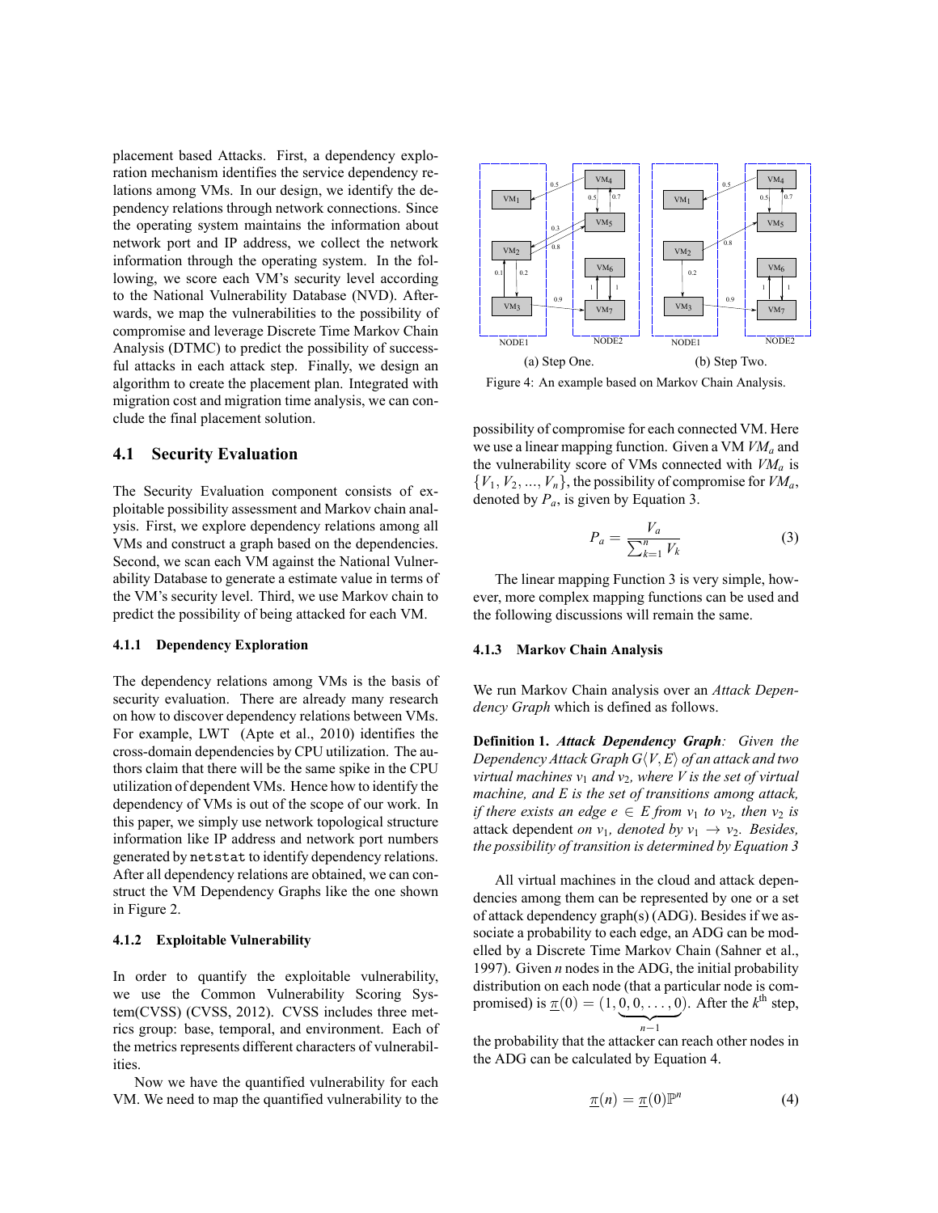placement based Attacks. First, a dependency exploration mechanism identifies the service dependency relations among VMs. In our design, we identify the dependency relations through network connections. Since the operating system maintains the information about network port and IP address, we collect the network information through the operating system. In the following, we score each VM's security level according to the National Vulnerability Database (NVD). Afterwards, we map the vulnerabilities to the possibility of compromise and leverage Discrete Time Markov Chain Analysis (DTMC) to predict the possibility of successful attacks in each attack step. Finally, we design an algorithm to create the placement plan. Integrated with migration cost and migration time analysis, we can conclude the final placement solution.

## 4.1 Security Evaluation

The Security Evaluation component consists of exploitable possibility assessment and Markov chain analysis. First, we explore dependency relations among all VMs and construct a graph based on the dependencies. Second, we scan each VM against the National Vulnerability Database to generate a estimate value in terms of the VM's security level. Third, we use Markov chain to predict the possibility of being attacked for each VM.

### 4.1.1 Dependency Exploration

The dependency relations among VMs is the basis of security evaluation. There are already many research on how to discover dependency relations between VMs. For example, LWT (Apte et al., 2010) identifies the cross-domain dependencies by CPU utilization. The authors claim that there will be the same spike in the CPU utilization of dependent VMs. Hence how to identify the dependency of VMs is out of the scope of our work. In this paper, we simply use network topological structure information like IP address and network port numbers generated by `netstat` to identify dependency relations. After all dependency relations are obtained, we can construct the VM Dependency Graphs like the one shown in Figure 2.

### 4.1.2 Exploitable Vulnerability

In order to quantify the exploitable vulnerability, we use the Common Vulnerability Scoring System(CVSS) (CVSS, 2012). CVSS includes three metrics group: base, temporal, and environment. Each of the metrics represents different characters of vulnerabilities.

Now we have the quantified vulnerability for each VM. We need to map the quantified vulnerability to the possibility of compromise for each connected VM. Here we use a linear mapping function. Given a VM $VM_a$ and the vulnerability score of VMs connected with $VM_a$ is $\{V_1, V_2, ..., V_n\}$, the possibility of compromise for $VM_a$, denoted by $P_a$, is given by Equation 3.

$$P_a = \frac{V_a}{\sum_{k=1}^{n} V_k} \tag{3}$$

The linear mapping Function 3 is very simple, however, more complex mapping functions can be used and the following discussions will remain the same.

(a) Step One. (b) Step Two.

Figure 4: An example based on Markov Chain Analysis.

### 4.1.3 Markov Chain Analysis

We run Markov Chain analysis over an *Attack Dependency Graph* which is defined as follows.

**Definition 1.** ***Attack Dependency Graph****: Given the Dependency Attack Graph $G\langle V, E\rangle$ of an attack and two virtual machines $v_1$ and $v_2$, where $V$ is the set of virtual machine, and $E$ is the set of transitions among attack, if there exists an edge $e \in E$ from $v_1$ to $v_2$, then $v_2$ is* attack dependent *on $v_1$, denoted by $v_1 \rightarrow v_2$. Besides, the possibility of transition is determined by Equation 3*

All virtual machines in the cloud and attack dependencies among them can be represented by one or a set of attack dependency graph(s) (ADG). Besides if we associate a probability to each edge, an ADG can be modelled by a Discrete Time Markov Chain (Sahner et al., 1997). Given $n$ nodes in the ADG, the initial probability distribution on each node (that a particular node is compromised) is $\underline{\pi}(0) = (1, \underbrace{0, 0, \ldots, 0}_{n-1})$. After the $k^{\text{th}}$ step, the probability that the attacker can reach other nodes in the ADG can be calculated by Equation 4.

$$\underline{\pi}(n) = \underline{\pi}(0)\mathbb{P}^n \tag{4}$$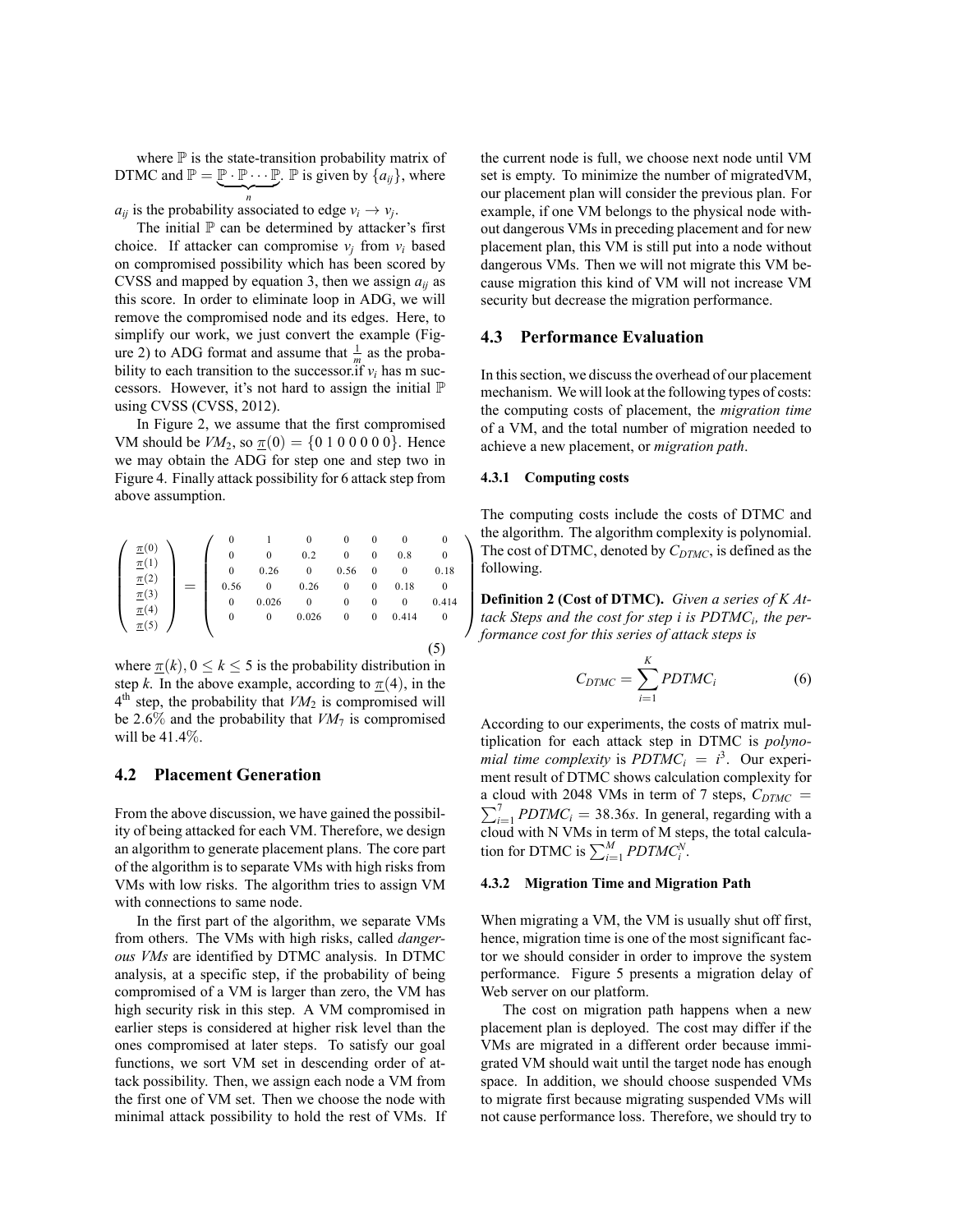where $\mathbb{P}$ is the state-transition probability matrix of DTMC and $\mathbb{P} = \underbrace{\mathbb{P} \cdot \mathbb{P} \cdots \mathbb{P}}_{n}$. $\mathbb{P}$ is given by $\{a_{ij}\}$, where $a_{ij}$ is the probability associated to edge $v_i \to v_j$.

The initial $\mathbb{P}$ can be determined by attacker's first choice. If attacker can compromise $v_j$ from $v_i$ based on compromised possibility which has been scored by CVSS and mapped by equation 3, then we assign $a_{ij}$ as this score. In order to eliminate loop in ADG, we will remove the compromised node and its edges. Here, to simplify our work, we just convert the example (Figure 2) to ADG format and assume that $\frac{1}{m}$ as the probability to each transition to the successor.if $v_i$ has m successors. However, it's not hard to assign the initial $\mathbb{P}$ using CVSS (CVSS, 2012).

In Figure 2, we assume that the first compromised VM should be $VM_2$, so $\underline{\pi}(0) = \{0\ 1\ 0\ 0\ 0\ 0\ 0\}$. Hence we may obtain the ADG for step one and step two in Figure 4. Finally attack possibility for 6 attack step from above assumption.

$$\begin{pmatrix} \underline{\pi}(0) \\ \underline{\pi}(1) \\ \underline{\pi}(2) \\ \underline{\pi}(3) \\ \underline{\pi}(4) \\ \underline{\pi}(5) \end{pmatrix} = \begin{pmatrix} 0 & 1 & 0 & 0 & 0 & 0 & 0 \\ 0 & 0 & 0.2 & 0 & 0 & 0.8 & 0 \\ 0 & 0.26 & 0 & 0.56 & 0 & 0 & 0.18 \\ 0.56 & 0 & 0.26 & 0 & 0 & 0.18 & 0 \\ 0 & 0.026 & 0 & 0 & 0 & 0 & 0.414 \\ 0 & 0 & 0.026 & 0 & 0 & 0.414 & 0 \end{pmatrix} \tag{5}$$

where $\underline{\pi}(k), 0 \leq k \leq 5$ is the probability distribution in step $k$. In the above example, according to $\underline{\pi}(4)$, in the $4^{\text{th}}$ step, the probability that $VM_2$ is compromised will be 2.6% and the probability that $VM_7$ is compromised will be 41.4%.

## 4.2 Placement Generation

From the above discussion, we have gained the possibility of being attacked for each VM. Therefore, we design an algorithm to generate placement plans. The core part of the algorithm is to separate VMs with high risks from VMs with low risks. The algorithm tries to assign VM with connections to same node.

In the first part of the algorithm, we separate VMs from others. The VMs with high risks, called *dangerous VMs* are identified by DTMC analysis. In DTMC analysis, at a specific step, if the probability of being compromised of a VM is larger than zero, the VM has high security risk in this step. A VM compromised in earlier steps is considered at higher risk level than the ones compromised at later steps. To satisfy our goal functions, we sort VM set in descending order of attack possibility. Then, we assign each node a VM from the first one of VM set. Then we choose the node with minimal attack possibility to hold the rest of VMs. If the current node is full, we choose next node until VM set is empty. To minimize the number of migratedVM, our placement plan will consider the previous plan. For example, if one VM belongs to the physical node without dangerous VMs in preceding placement and for new placement plan, this VM is still put into a node without dangerous VMs. Then we will not migrate this VM because migration this kind of VM will not increase VM security but decrease the migration performance.

## 4.3 Performance Evaluation

In this section, we discuss the overhead of our placement mechanism. We will look at the following types of costs: the computing costs of placement, the *migration time* of a VM, and the total number of migration needed to achieve a new placement, or *migration path*.

### 4.3.1 Computing costs

The computing costs include the costs of DTMC and the algorithm. The algorithm complexity is polynomial. The cost of DTMC, denoted by $C_{DTMC}$, is defined as the following.

**Definition 2 (Cost of DTMC).** *Given a series of K Attack Steps and the cost for step i is $PDTMC_i$, the performance cost for this series of attack steps is*

$$C_{DTMC} = \sum_{i=1}^{K} PDTMC_i \tag{6}$$

According to our experiments, the costs of matrix multiplication for each attack step in DTMC is *polynomial time complexity* is $PDTMC_i = i^3$. Our experiment result of DTMC shows calculation complexity for a cloud with 2048 VMs in term of 7 steps, $C_{DTMC} = \sum_{i=1}^{7} PDTMC_i = 38.36s$. In general, regarding with a cloud with N VMs in term of M steps, the total calculation for DTMC is $\sum_{i=1}^{M} PDTMC_i^N$.

### 4.3.2 Migration Time and Migration Path

When migrating a VM, the VM is usually shut off first, hence, migration time is one of the most significant factor we should consider in order to improve the system performance. Figure 5 presents a migration delay of Web server on our platform.

The cost on migration path happens when a new placement plan is deployed. The cost may differ if the VMs are migrated in a different order because immigrated VM should wait until the target node has enough space. In addition, we should choose suspended VMs to migrate first because migrating suspended VMs will not cause performance loss. Therefore, we should try to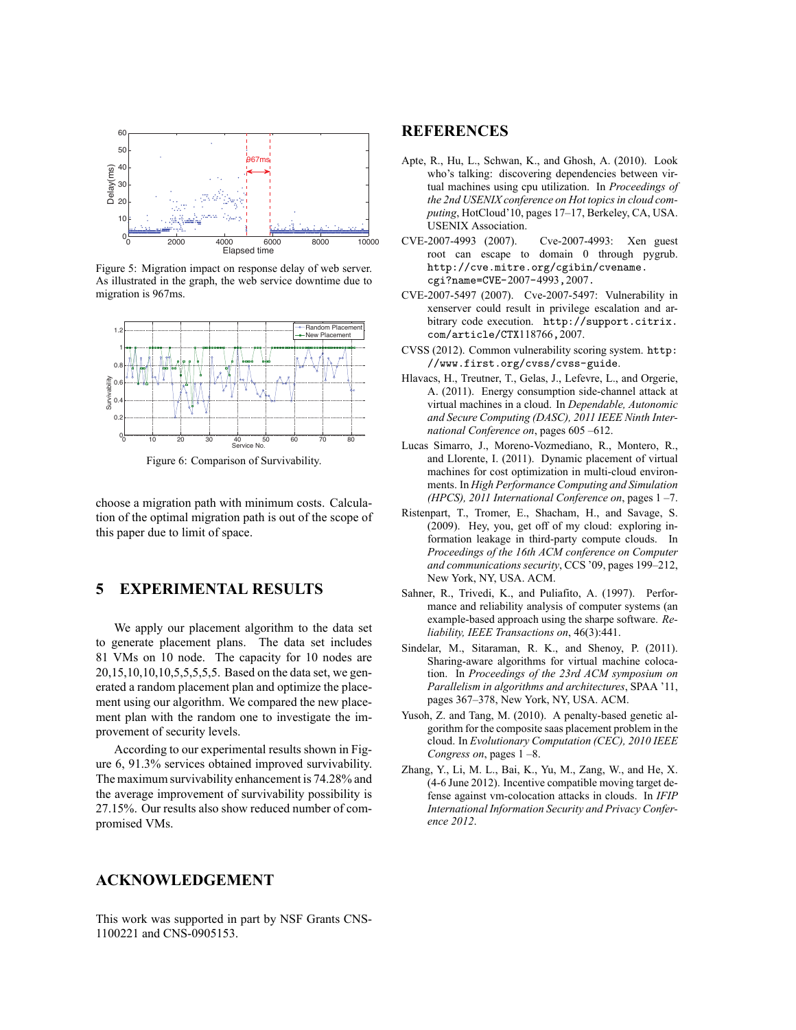60
50
40
30
20
10
0
Delay(ms)
0
2000
4000
6000
8000
10000
Elapsed time
967ms

Figure 5: Migration impact on response delay of web server. As illustrated in the graph, the web service downtime due to migration is 967ms.

1.2
1
0.8
0.6
0.4
0.2
0
Survivability
0
10
20
30
40
50
60
70
80
Service No.
Random Placement
New Placement

Figure 6: Comparison of Survivability.

choose a migration path with minimum costs. Calculation of the optimal migration path is out of the scope of this paper due to limit of space.

## 5 EXPERIMENTAL RESULTS

We apply our placement algorithm to the data set to generate placement plans. The data set includes 81 VMs on 10 node. The capacity for 10 nodes are 20,15,10,10,10,5,5,5,5,5. Based on the data set, we generated a random placement plan and optimize the placement using our algorithm. We compared the new placement plan with the random one to investigate the improvement of security levels.

According to our experimental results shown in Figure 6, 91.3% services obtained improved survivability. The maximum survivability enhancement is 74.28% and the average improvement of survivability possibility is 27.15%. Our results also show reduced number of compromised VMs.

## ACKNOWLEDGEMENT

This work was supported in part by NSF Grants CNS-1100221 and CNS-0905153.

## REFERENCES

Apte, R., Hu, L., Schwan, K., and Ghosh, A. (2010). Look who's talking: discovering dependencies between virtual machines using cpu utilization. In *Proceedings of the 2nd USENIX conference on Hot topics in cloud computing*, HotCloud'10, pages 17–17, Berkeley, CA, USA. USENIX Association.

CVE-2007-4993 (2007). Cve-2007-4993: Xen guest root can escape to domain 0 through pygrub. `http://cve.mitre.org/cgibin/cvename.cgi?name=CVE-2007-4993,2007.`

CVE-2007-5497 (2007). Cve-2007-5497: Vulnerability in xenserver could result in privilege escalation and arbitrary code execution. `http://support.citrix.com/article/CTX118766,2007.`

CVSS (2012). Common vulnerability scoring system. `http://www.first.org/cvss/cvss-guide`.

Hlavacs, H., Treutner, T., Gelas, J., Lefevre, L., and Orgerie, A. (2011). Energy consumption side-channel attack at virtual machines in a cloud. In *Dependable, Autonomic and Secure Computing (DASC), 2011 IEEE Ninth International Conference on*, pages 605 –612.

Lucas Simarro, J., Moreno-Vozmediano, R., Montero, R., and Llorente, I. (2011). Dynamic placement of virtual machines for cost optimization in multi-cloud environments. In *High Performance Computing and Simulation (HPCS), 2011 International Conference on*, pages 1 –7.

Ristenpart, T., Tromer, E., Shacham, H., and Savage, S. (2009). Hey, you, get off of my cloud: exploring information leakage in third-party compute clouds. In *Proceedings of the 16th ACM conference on Computer and communications security*, CCS '09, pages 199–212, New York, NY, USA. ACM.

Sahner, R., Trivedi, K., and Puliafito, A. (1997). Performance and reliability analysis of computer systems (an example-based approach using the sharpe software. *Reliability, IEEE Transactions on*, 46(3):441.

Sindelar, M., Sitaraman, R. K., and Shenoy, P. (2011). Sharing-aware algorithms for virtual machine colocation. In *Proceedings of the 23rd ACM symposium on Parallelism in algorithms and architectures*, SPAA '11, pages 367–378, New York, NY, USA. ACM.

Yusoh, Z. and Tang, M. (2010). A penalty-based genetic algorithm for the composite saas placement problem in the cloud. In *Evolutionary Computation (CEC), 2010 IEEE Congress on*, pages 1 –8.

Zhang, Y., Li, M. L., Bai, K., Yu, M., Zang, W., and He, X. (4-6 June 2012). Incentive compatible moving target defense against vm-colocation attacks in clouds. In *IFIP International Information Security and Privacy Conference 2012*.